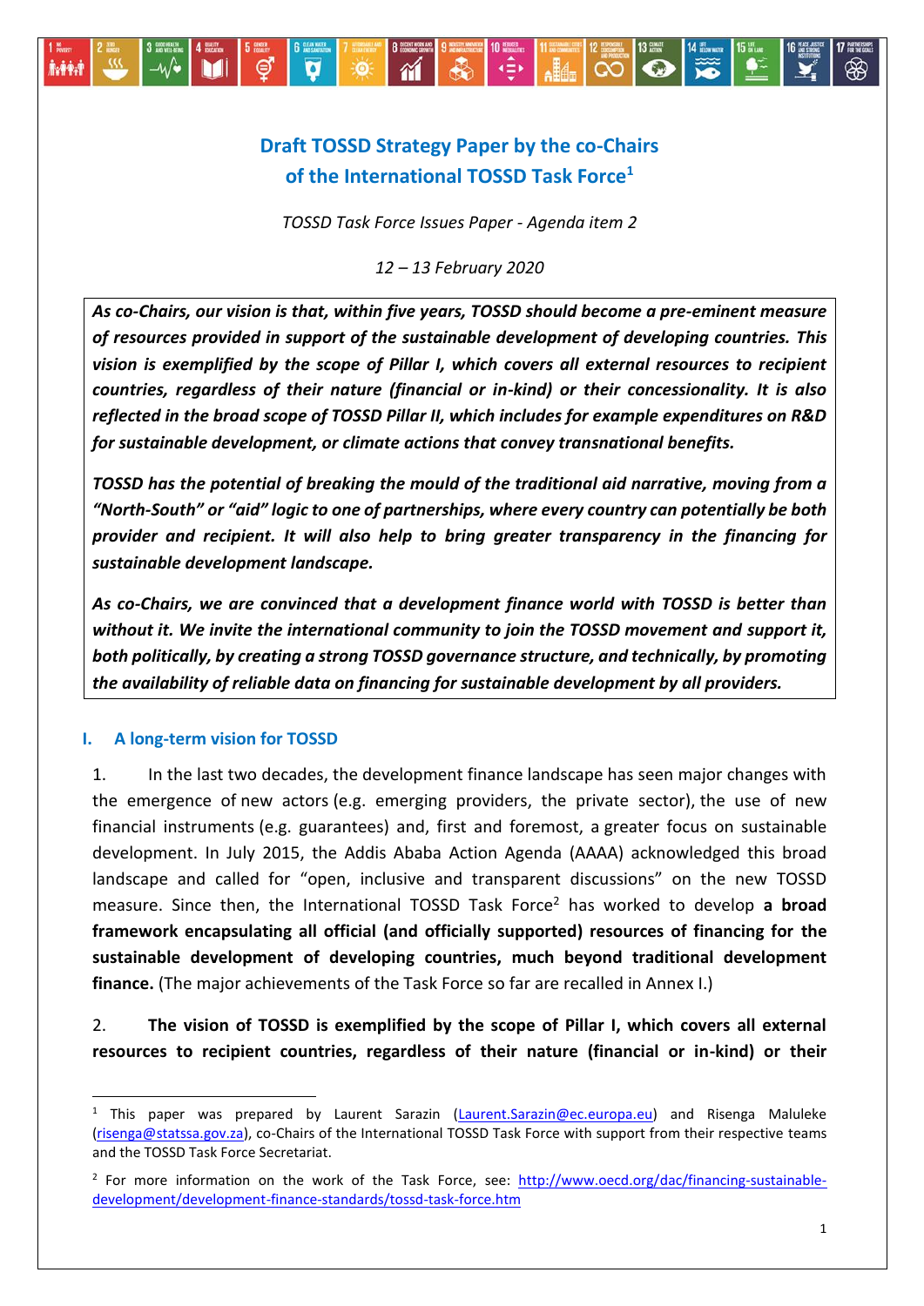# Draft TOSSD Strategy Paper by the co-Chairs of the International TOSSD Task Force[1]

*TOSSD Task Force Issues Paper - Agenda item 2*

*12 – 13 February 2020*

***As co-Chairs, our vision is that, within five years, TOSSD should become a pre-eminent measure of resources provided in support of the sustainable development of developing countries. This vision is exemplified by the scope of Pillar I, which covers all external resources to recipient countries, regardless of their nature (financial or in-kind) or their concessionality. It is also reflected in the broad scope of TOSSD Pillar II, which includes for example expenditures on R&D for sustainable development, or climate actions that convey transnational benefits.***

***TOSSD has the potential of breaking the mould of the traditional aid narrative, moving from a "North-South" or "aid" logic to one of partnerships, where every country can potentially be both provider and recipient. It will also help to bring greater transparency in the financing for sustainable development landscape.***

***As co-Chairs, we are convinced that a development finance world with TOSSD is better than without it. We invite the international community to join the TOSSD movement and support it, both politically, by creating a strong TOSSD governance structure, and technically, by promoting the availability of reliable data on financing for sustainable development by all providers.***

## I. A long-term vision for TOSSD

1. In the last two decades, the development finance landscape has seen major changes with the emergence of new actors (e.g. emerging providers, the private sector), the use of new financial instruments (e.g. guarantees) and, first and foremost, a greater focus on sustainable development. In July 2015, the Addis Ababa Action Agenda (AAAA) acknowledged this broad landscape and called for "open, inclusive and transparent discussions" on the new TOSSD measure. Since then, the International TOSSD Task Force[2] has worked to develop **a broad framework encapsulating all official (and officially supported) resources of financing for the sustainable development of developing countries, much beyond traditional development finance.** (The major achievements of the Task Force so far are recalled in Annex I.)

2. **The vision of TOSSD is exemplified by the scope of Pillar I, which covers all external resources to recipient countries, regardless of their nature (financial or in-kind) or their**

---

[1] This paper was prepared by Laurent Sarazin (Laurent.Sarazin@ec.europa.eu) and Risenga Maluleke (risenga@statssa.gov.za), co-Chairs of the International TOSSD Task Force with support from their respective teams and the TOSSD Task Force Secretariat.

[2] For more information on the work of the Task Force, see: http://www.oecd.org/dac/financing-sustainable-development/development-finance-standards/tossd-task-force.htm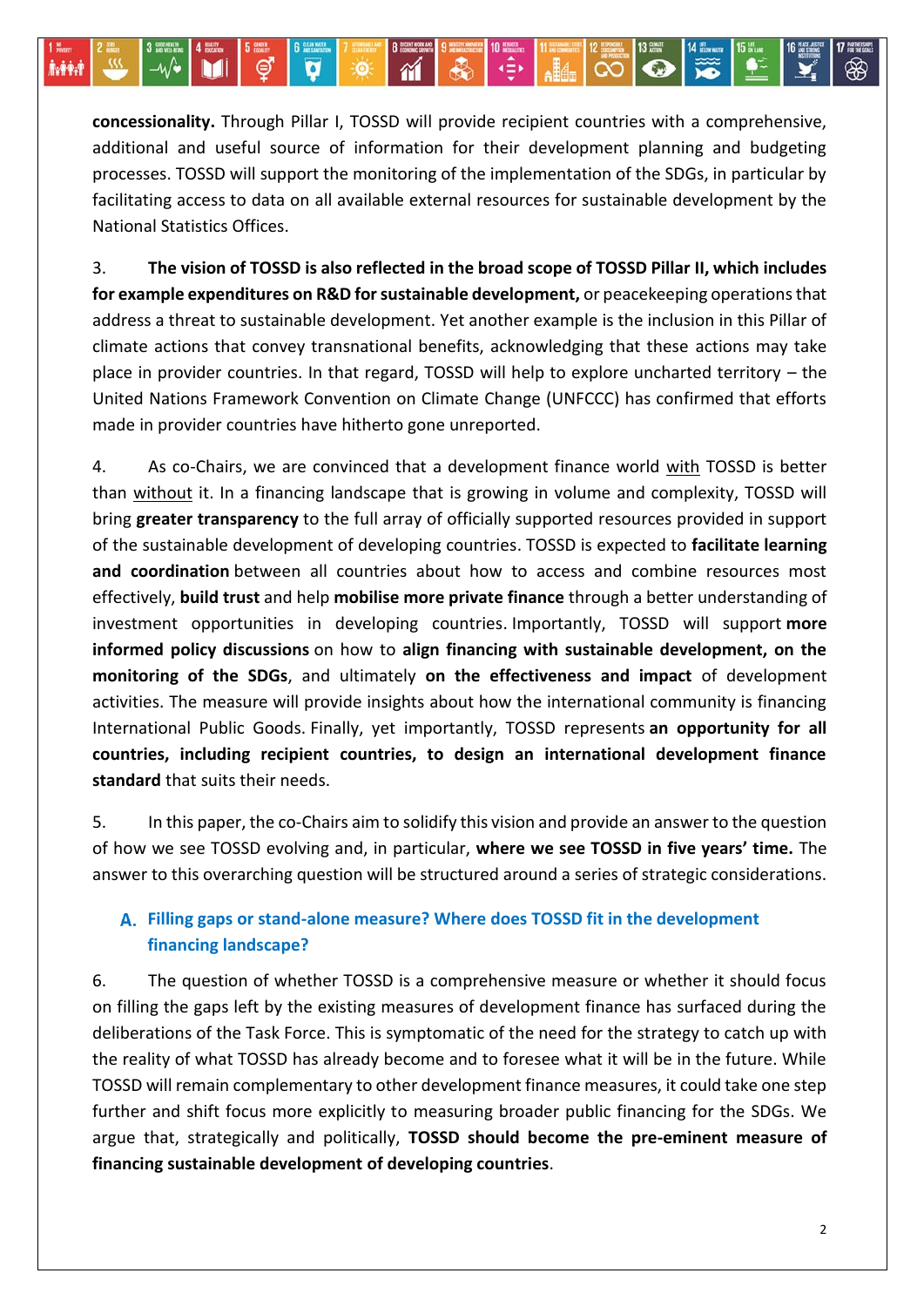**concessionality.** Through Pillar I, TOSSD will provide recipient countries with a comprehensive, additional and useful source of information for their development planning and budgeting processes. TOSSD will support the monitoring of the implementation of the SDGs, in particular by facilitating access to data on all available external resources for sustainable development by the National Statistics Offices.

3. **The vision of TOSSD is also reflected in the broad scope of TOSSD Pillar II, which includes for example expenditures on R&D for sustainable development,** or peacekeeping operations that address a threat to sustainable development. Yet another example is the inclusion in this Pillar of climate actions that convey transnational benefits, acknowledging that these actions may take place in provider countries. In that regard, TOSSD will help to explore uncharted territory – the United Nations Framework Convention on Climate Change (UNFCCC) has confirmed that efforts made in provider countries have hitherto gone unreported.

4. As co-Chairs, we are convinced that a development finance world with TOSSD is better than without it. In a financing landscape that is growing in volume and complexity, TOSSD will bring **greater transparency** to the full array of officially supported resources provided in support of the sustainable development of developing countries. TOSSD is expected to **facilitate learning and coordination** between all countries about how to access and combine resources most effectively, **build trust** and help **mobilise more private finance** through a better understanding of investment opportunities in developing countries. Importantly, TOSSD will support **more informed policy discussions** on how to **align financing with sustainable development, on the monitoring of the SDGs**, and ultimately **on the effectiveness and impact** of development activities. The measure will provide insights about how the international community is financing International Public Goods. Finally, yet importantly, TOSSD represents **an opportunity for all countries, including recipient countries, to design an international development finance standard** that suits their needs.

5. In this paper, the co-Chairs aim to solidify this vision and provide an answer to the question of how we see TOSSD evolving and, in particular, **where we see TOSSD in five years' time.** The answer to this overarching question will be structured around a series of strategic considerations.

## A. Filling gaps or stand-alone measure? Where does TOSSD fit in the development financing landscape?

6. The question of whether TOSSD is a comprehensive measure or whether it should focus on filling the gaps left by the existing measures of development finance has surfaced during the deliberations of the Task Force. This is symptomatic of the need for the strategy to catch up with the reality of what TOSSD has already become and to foresee what it will be in the future. While TOSSD will remain complementary to other development finance measures, it could take one step further and shift focus more explicitly to measuring broader public financing for the SDGs. We argue that, strategically and politically, **TOSSD should become the pre-eminent measure of financing sustainable development of developing countries**.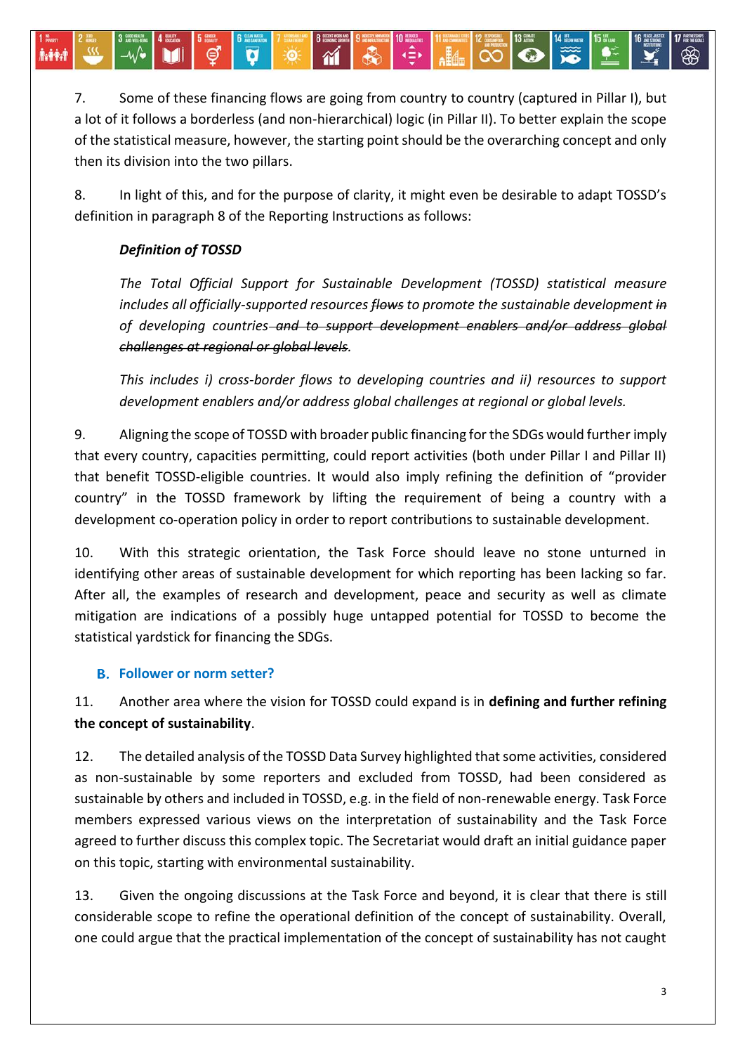7. Some of these financing flows are going from country to country (captured in Pillar I), but a lot of it follows a borderless (and non-hierarchical) logic (in Pillar II). To better explain the scope of the statistical measure, however, the starting point should be the overarching concept and only then its division into the two pillars.

8. In light of this, and for the purpose of clarity, it might even be desirable to adapt TOSSD's definition in paragraph 8 of the Reporting Instructions as follows:

> ***Definition of TOSSD***
>
> *The Total Official Support for Sustainable Development (TOSSD) statistical measure includes all officially-supported resources ~~flows~~ to promote the sustainable development ~~in of developing countries and to support development enablers and/or address global challenges at regional or global levels~~.*
>
> *This includes i) cross-border flows to developing countries and ii) resources to support development enablers and/or address global challenges at regional or global levels.*

9. Aligning the scope of TOSSD with broader public financing for the SDGs would further imply that every country, capacities permitting, could report activities (both under Pillar I and Pillar II) that benefit TOSSD-eligible countries. It would also imply refining the definition of "provider country" in the TOSSD framework by lifting the requirement of being a country with a development co-operation policy in order to report contributions to sustainable development.

10. With this strategic orientation, the Task Force should leave no stone unturned in identifying other areas of sustainable development for which reporting has been lacking so far. After all, the examples of research and development, peace and security as well as climate mitigation are indications of a possibly huge untapped potential for TOSSD to become the statistical yardstick for financing the SDGs.

### B. Follower or norm setter?

11. Another area where the vision for TOSSD could expand is in **defining and further refining the concept of sustainability**.

12. The detailed analysis of the TOSSD Data Survey highlighted that some activities, considered as non-sustainable by some reporters and excluded from TOSSD, had been considered as sustainable by others and included in TOSSD, e.g. in the field of non-renewable energy. Task Force members expressed various views on the interpretation of sustainability and the Task Force agreed to further discuss this complex topic. The Secretariat would draft an initial guidance paper on this topic, starting with environmental sustainability.

13. Given the ongoing discussions at the Task Force and beyond, it is clear that there is still considerable scope to refine the operational definition of the concept of sustainability. Overall, one could argue that the practical implementation of the concept of sustainability has not caught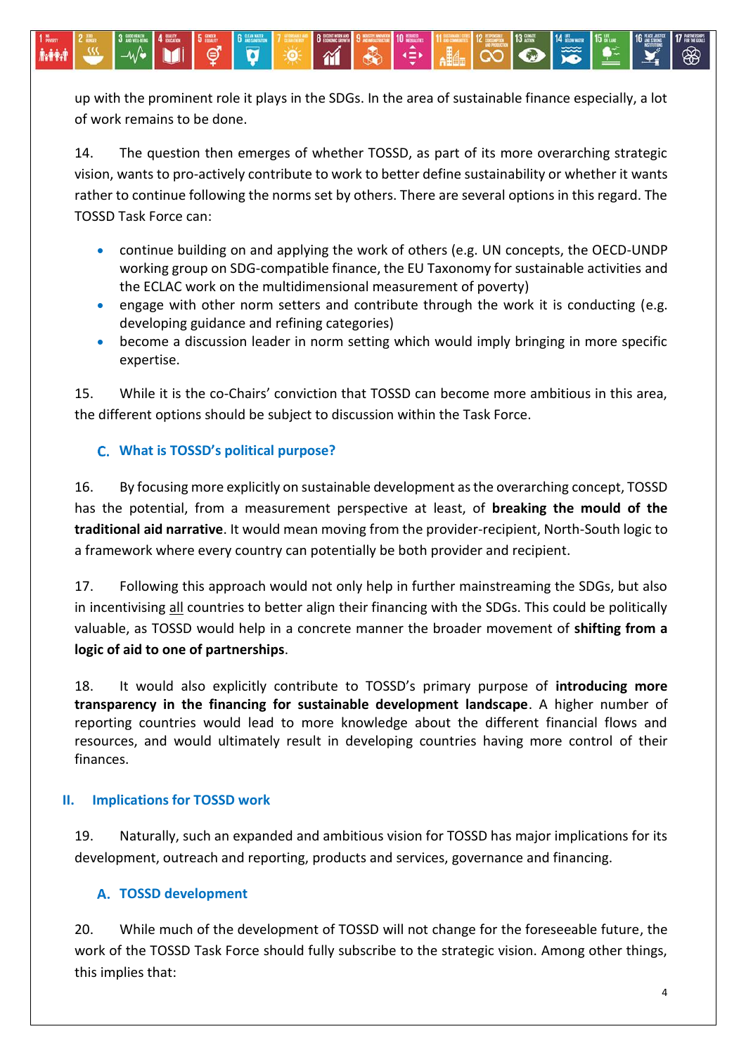up with the prominent role it plays in the SDGs. In the area of sustainable finance especially, a lot of work remains to be done.

14. The question then emerges of whether TOSSD, as part of its more overarching strategic vision, wants to pro-actively contribute to work to better define sustainability or whether it wants rather to continue following the norms set by others. There are several options in this regard. The TOSSD Task Force can:

- continue building on and applying the work of others (e.g. UN concepts, the OECD-UNDP working group on SDG-compatible finance, the EU Taxonomy for sustainable activities and the ECLAC work on the multidimensional measurement of poverty)
- engage with other norm setters and contribute through the work it is conducting (e.g. developing guidance and refining categories)
- become a discussion leader in norm setting which would imply bringing in more specific expertise.

15. While it is the co-Chairs' conviction that TOSSD can become more ambitious in this area, the different options should be subject to discussion within the Task Force.

### C. What is TOSSD's political purpose?

16. By focusing more explicitly on sustainable development as the overarching concept, TOSSD has the potential, from a measurement perspective at least, of **breaking the mould of the traditional aid narrative**. It would mean moving from the provider-recipient, North-South logic to a framework where every country can potentially be both provider and recipient.

17. Following this approach would not only help in further mainstreaming the SDGs, but also in incentivising <u>all</u> countries to better align their financing with the SDGs. This could be politically valuable, as TOSSD would help in a concrete manner the broader movement of **shifting from a logic of aid to one of partnerships**.

18. It would also explicitly contribute to TOSSD's primary purpose of **introducing more transparency in the financing for sustainable development landscape**. A higher number of reporting countries would lead to more knowledge about the different financial flows and resources, and would ultimately result in developing countries having more control of their finances.

## II. Implications for TOSSD work

19. Naturally, such an expanded and ambitious vision for TOSSD has major implications for its development, outreach and reporting, products and services, governance and financing.

### A. TOSSD development

20. While much of the development of TOSSD will not change for the foreseeable future, the work of the TOSSD Task Force should fully subscribe to the strategic vision. Among other things, this implies that: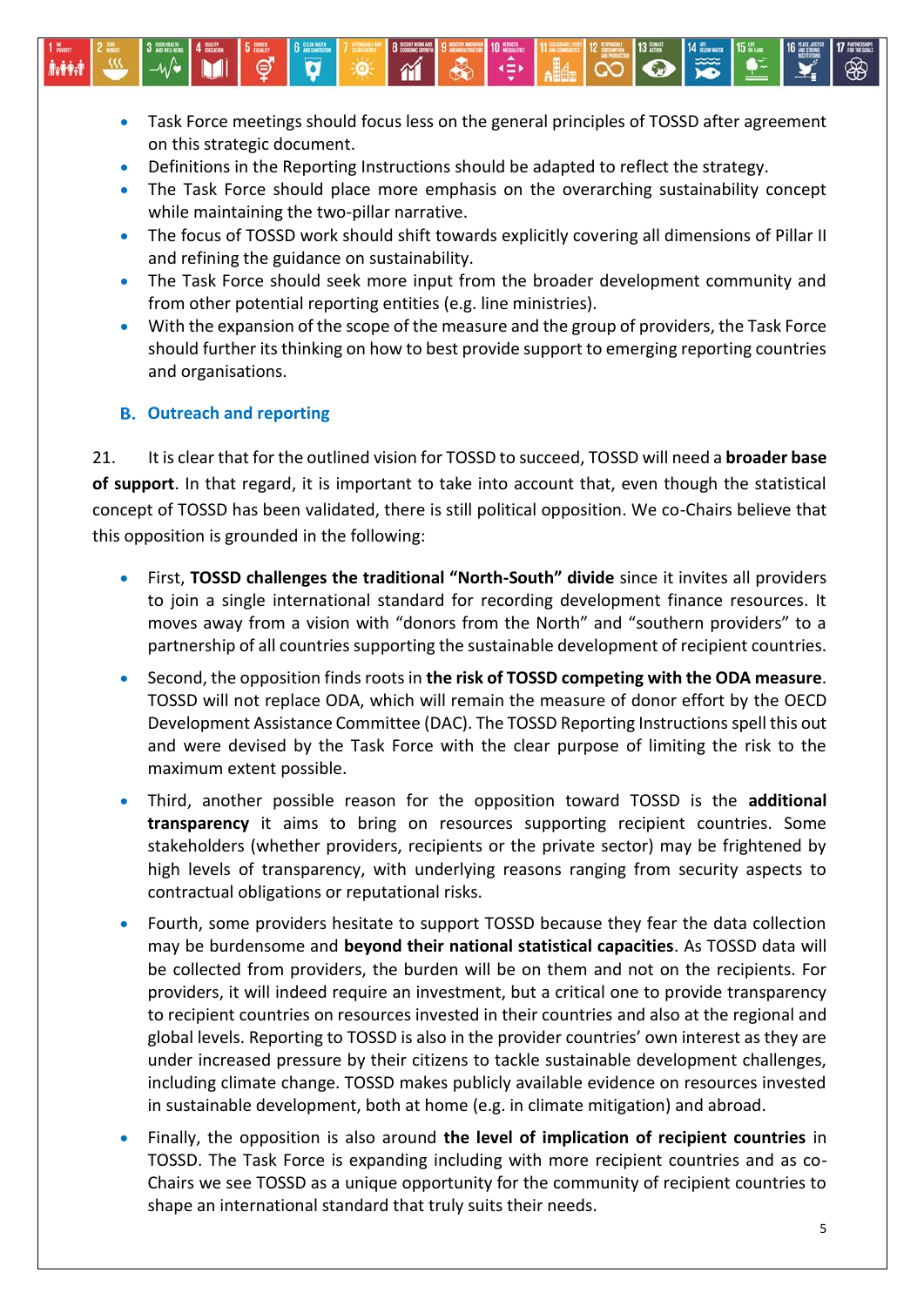- Task Force meetings should focus less on the general principles of TOSSD after agreement on this strategic document.
- Definitions in the Reporting Instructions should be adapted to reflect the strategy.
- The Task Force should place more emphasis on the overarching sustainability concept while maintaining the two-pillar narrative.
- The focus of TOSSD work should shift towards explicitly covering all dimensions of Pillar II and refining the guidance on sustainability.
- The Task Force should seek more input from the broader development community and from other potential reporting entities (e.g. line ministries).
- With the expansion of the scope of the measure and the group of providers, the Task Force should further its thinking on how to best provide support to emerging reporting countries and organisations.

## B. Outreach and reporting

21. It is clear that for the outlined vision for TOSSD to succeed, TOSSD will need a **broader base of support**. In that regard, it is important to take into account that, even though the statistical concept of TOSSD has been validated, there is still political opposition. We co-Chairs believe that this opposition is grounded in the following:

- First, **TOSSD challenges the traditional "North-South" divide** since it invites all providers to join a single international standard for recording development finance resources. It moves away from a vision with "donors from the North" and "southern providers" to a partnership of all countries supporting the sustainable development of recipient countries.
- Second, the opposition finds roots in **the risk of TOSSD competing with the ODA measure**. TOSSD will not replace ODA, which will remain the measure of donor effort by the OECD Development Assistance Committee (DAC). The TOSSD Reporting Instructions spell this out and were devised by the Task Force with the clear purpose of limiting the risk to the maximum extent possible.
- Third, another possible reason for the opposition toward TOSSD is the **additional transparency** it aims to bring on resources supporting recipient countries. Some stakeholders (whether providers, recipients or the private sector) may be frightened by high levels of transparency, with underlying reasons ranging from security aspects to contractual obligations or reputational risks.
- Fourth, some providers hesitate to support TOSSD because they fear the data collection may be burdensome and **beyond their national statistical capacities**. As TOSSD data will be collected from providers, the burden will be on them and not on the recipients. For providers, it will indeed require an investment, but a critical one to provide transparency to recipient countries on resources invested in their countries and also at the regional and global levels. Reporting to TOSSD is also in the provider countries' own interest as they are under increased pressure by their citizens to tackle sustainable development challenges, including climate change. TOSSD makes publicly available evidence on resources invested in sustainable development, both at home (e.g. in climate mitigation) and abroad.
- Finally, the opposition is also around **the level of implication of recipient countries** in TOSSD. The Task Force is expanding including with more recipient countries and as co-Chairs we see TOSSD as a unique opportunity for the community of recipient countries to shape an international standard that truly suits their needs.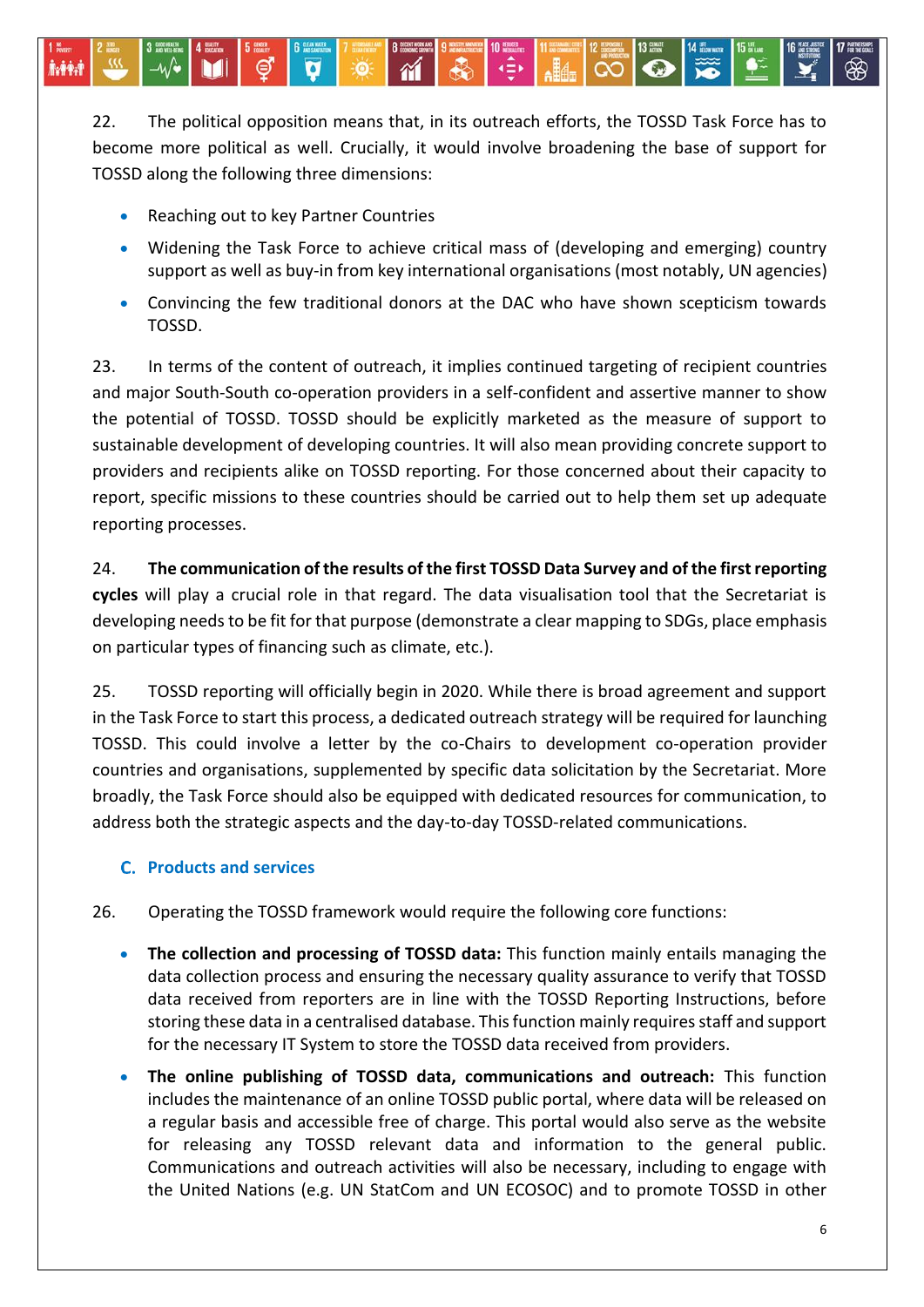22. The political opposition means that, in its outreach efforts, the TOSSD Task Force has to become more political as well. Crucially, it would involve broadening the base of support for TOSSD along the following three dimensions:

- Reaching out to key Partner Countries
- Widening the Task Force to achieve critical mass of (developing and emerging) country support as well as buy-in from key international organisations (most notably, UN agencies)
- Convincing the few traditional donors at the DAC who have shown scepticism towards TOSSD.

23. In terms of the content of outreach, it implies continued targeting of recipient countries and major South-South co-operation providers in a self-confident and assertive manner to show the potential of TOSSD. TOSSD should be explicitly marketed as the measure of support to sustainable development of developing countries. It will also mean providing concrete support to providers and recipients alike on TOSSD reporting. For those concerned about their capacity to report, specific missions to these countries should be carried out to help them set up adequate reporting processes.

24. **The communication of the results of the first TOSSD Data Survey and of the first reporting cycles** will play a crucial role in that regard. The data visualisation tool that the Secretariat is developing needs to be fit for that purpose (demonstrate a clear mapping to SDGs, place emphasis on particular types of financing such as climate, etc.).

25. TOSSD reporting will officially begin in 2020. While there is broad agreement and support in the Task Force to start this process, a dedicated outreach strategy will be required for launching TOSSD. This could involve a letter by the co-Chairs to development co-operation provider countries and organisations, supplemented by specific data solicitation by the Secretariat. More broadly, the Task Force should also be equipped with dedicated resources for communication, to address both the strategic aspects and the day-to-day TOSSD-related communications.

### C. Products and services

26. Operating the TOSSD framework would require the following core functions:

- **The collection and processing of TOSSD data:** This function mainly entails managing the data collection process and ensuring the necessary quality assurance to verify that TOSSD data received from reporters are in line with the TOSSD Reporting Instructions, before storing these data in a centralised database. This function mainly requires staff and support for the necessary IT System to store the TOSSD data received from providers.
- **The online publishing of TOSSD data, communications and outreach:** This function includes the maintenance of an online TOSSD public portal, where data will be released on a regular basis and accessible free of charge. This portal would also serve as the website for releasing any TOSSD relevant data and information to the general public. Communications and outreach activities will also be necessary, including to engage with the United Nations (e.g. UN StatCom and UN ECOSOC) and to promote TOSSD in other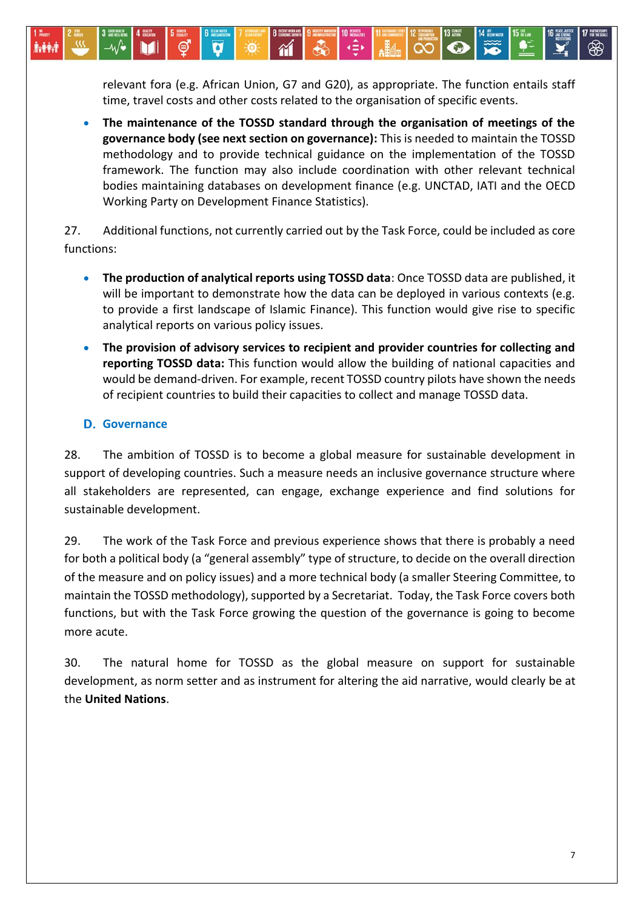relevant fora (e.g. African Union, G7 and G20), as appropriate. The function entails staff time, travel costs and other costs related to the organisation of specific events.

- **The maintenance of the TOSSD standard through the organisation of meetings of the governance body (see next section on governance):** This is needed to maintain the TOSSD methodology and to provide technical guidance on the implementation of the TOSSD framework. The function may also include coordination with other relevant technical bodies maintaining databases on development finance (e.g. UNCTAD, IATI and the OECD Working Party on Development Finance Statistics).

27. Additional functions, not currently carried out by the Task Force, could be included as core functions:

- **The production of analytical reports using TOSSD data**: Once TOSSD data are published, it will be important to demonstrate how the data can be deployed in various contexts (e.g. to provide a first landscape of Islamic Finance). This function would give rise to specific analytical reports on various policy issues.
- **The provision of advisory services to recipient and provider countries for collecting and reporting TOSSD data:** This function would allow the building of national capacities and would be demand-driven. For example, recent TOSSD country pilots have shown the needs of recipient countries to build their capacities to collect and manage TOSSD data.

## D. Governance

28. The ambition of TOSSD is to become a global measure for sustainable development in support of developing countries. Such a measure needs an inclusive governance structure where all stakeholders are represented, can engage, exchange experience and find solutions for sustainable development.

29. The work of the Task Force and previous experience shows that there is probably a need for both a political body (a "general assembly" type of structure, to decide on the overall direction of the measure and on policy issues) and a more technical body (a smaller Steering Committee, to maintain the TOSSD methodology), supported by a Secretariat. Today, the Task Force covers both functions, but with the Task Force growing the question of the governance is going to become more acute.

30. The natural home for TOSSD as the global measure on support for sustainable development, as norm setter and as instrument for altering the aid narrative, would clearly be at the **United Nations**.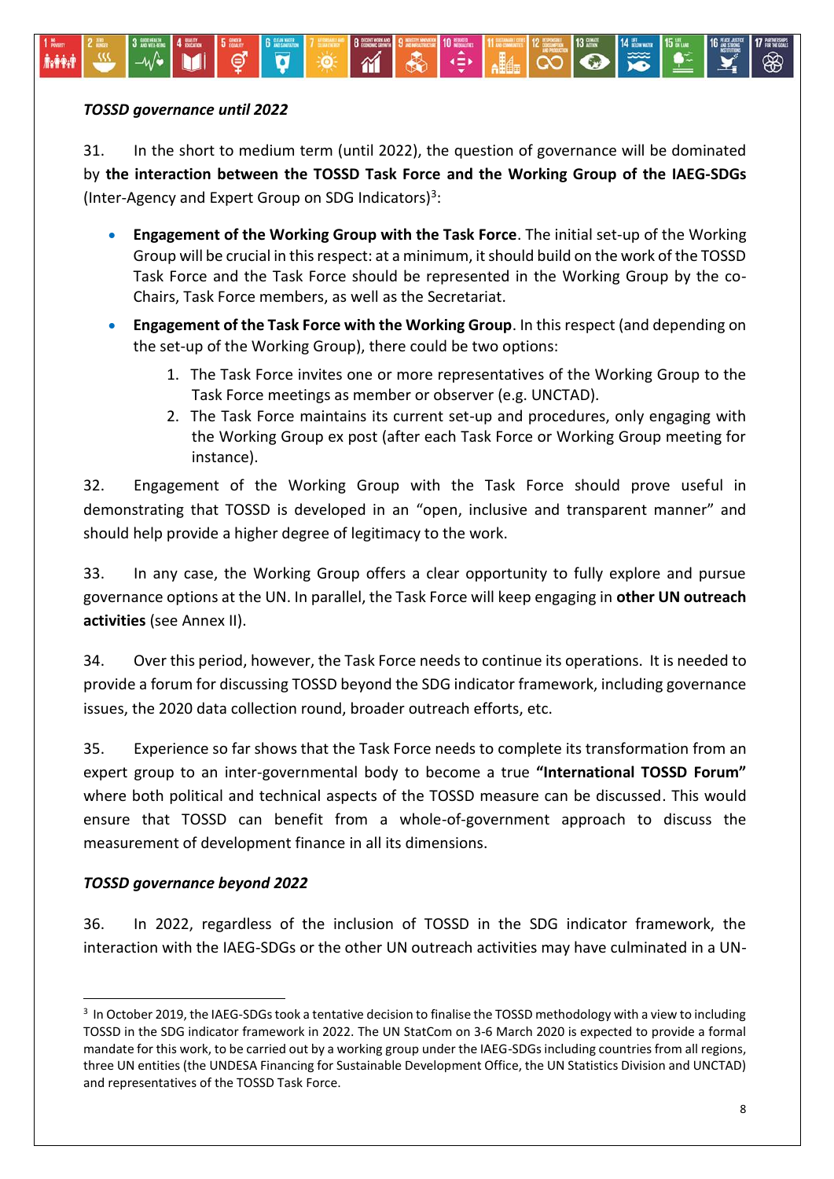***TOSSD governance until 2022***

31. In the short to medium term (until 2022), the question of governance will be dominated by **the interaction between the TOSSD Task Force and the Working Group of the IAEG-SDGs** (Inter-Agency and Expert Group on SDG Indicators)[3]:

- **Engagement of the Working Group with the Task Force**. The initial set-up of the Working Group will be crucial in this respect: at a minimum, it should build on the work of the TOSSD Task Force and the Task Force should be represented in the Working Group by the co-Chairs, Task Force members, as well as the Secretariat.
- **Engagement of the Task Force with the Working Group**. In this respect (and depending on the set-up of the Working Group), there could be two options:
    1. The Task Force invites one or more representatives of the Working Group to the Task Force meetings as member or observer (e.g. UNCTAD).
    2. The Task Force maintains its current set-up and procedures, only engaging with the Working Group ex post (after each Task Force or Working Group meeting for instance).

32. Engagement of the Working Group with the Task Force should prove useful in demonstrating that TOSSD is developed in an "open, inclusive and transparent manner" and should help provide a higher degree of legitimacy to the work.

33. In any case, the Working Group offers a clear opportunity to fully explore and pursue governance options at the UN. In parallel, the Task Force will keep engaging in **other UN outreach activities** (see Annex II).

34. Over this period, however, the Task Force needs to continue its operations. It is needed to provide a forum for discussing TOSSD beyond the SDG indicator framework, including governance issues, the 2020 data collection round, broader outreach efforts, etc.

35. Experience so far shows that the Task Force needs to complete its transformation from an expert group to an inter-governmental body to become a true **"International TOSSD Forum"** where both political and technical aspects of the TOSSD measure can be discussed. This would ensure that TOSSD can benefit from a whole-of-government approach to discuss the measurement of development finance in all its dimensions.

***TOSSD governance beyond 2022***

36. In 2022, regardless of the inclusion of TOSSD in the SDG indicator framework, the interaction with the IAEG-SDGs or the other UN outreach activities may have culminated in a UN-

---

[3] In October 2019, the IAEG-SDGs took a tentative decision to finalise the TOSSD methodology with a view to including TOSSD in the SDG indicator framework in 2022. The UN StatCom on 3-6 March 2020 is expected to provide a formal mandate for this work, to be carried out by a working group under the IAEG-SDGs including countries from all regions, three UN entities (the UNDESA Financing for Sustainable Development Office, the UN Statistics Division and UNCTAD) and representatives of the TOSSD Task Force.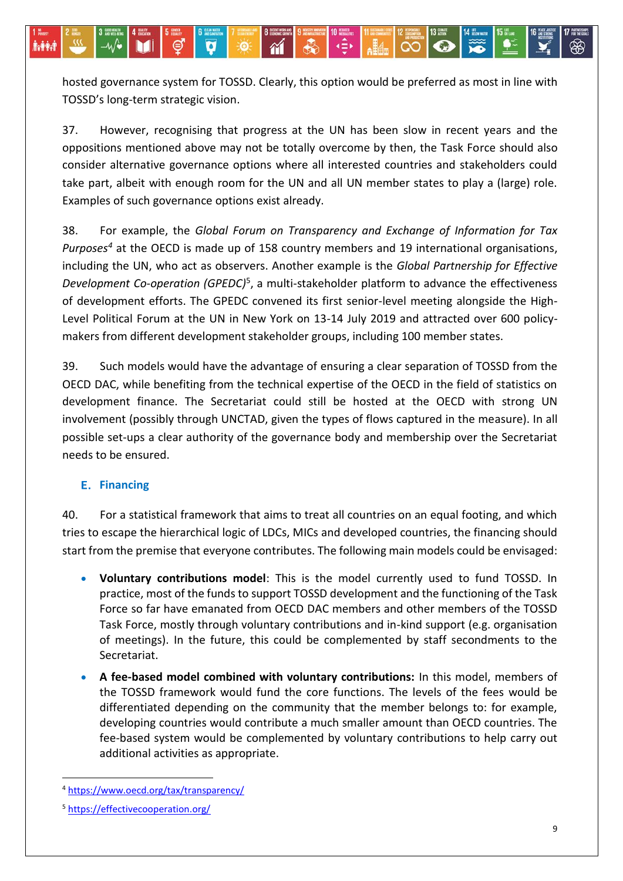hosted governance system for TOSSD. Clearly, this option would be preferred as most in line with TOSSD's long-term strategic vision.

37. However, recognising that progress at the UN has been slow in recent years and the oppositions mentioned above may not be totally overcome by then, the Task Force should also consider alternative governance options where all interested countries and stakeholders could take part, albeit with enough room for the UN and all UN member states to play a (large) role. Examples of such governance options exist already.

38. For example, the *Global Forum on Transparency and Exchange of Information for Tax Purposes*[4] at the OECD is made up of 158 country members and 19 international organisations, including the UN, who act as observers. Another example is the *Global Partnership for Effective Development Co-operation (GPEDC)*[5], a multi-stakeholder platform to advance the effectiveness of development efforts. The GPEDC convened its first senior-level meeting alongside the High-Level Political Forum at the UN in New York on 13-14 July 2019 and attracted over 600 policy-makers from different development stakeholder groups, including 100 member states.

39. Such models would have the advantage of ensuring a clear separation of TOSSD from the OECD DAC, while benefiting from the technical expertise of the OECD in the field of statistics on development finance. The Secretariat could still be hosted at the OECD with strong UN involvement (possibly through UNCTAD, given the types of flows captured in the measure). In all possible set-ups a clear authority of the governance body and membership over the Secretariat needs to be ensured.

### E. Financing

40. For a statistical framework that aims to treat all countries on an equal footing, and which tries to escape the hierarchical logic of LDCs, MICs and developed countries, the financing should start from the premise that everyone contributes. The following main models could be envisaged:

- **Voluntary contributions model**: This is the model currently used to fund TOSSD. In practice, most of the funds to support TOSSD development and the functioning of the Task Force so far have emanated from OECD DAC members and other members of the TOSSD Task Force, mostly through voluntary contributions and in-kind support (e.g. organisation of meetings). In the future, this could be complemented by staff secondments to the Secretariat.
- **A fee-based model combined with voluntary contributions:** In this model, members of the TOSSD framework would fund the core functions. The levels of the fees would be differentiated depending on the community that the member belongs to: for example, developing countries would contribute a much smaller amount than OECD countries. The fee-based system would be complemented by voluntary contributions to help carry out additional activities as appropriate.

---

[4] https://www.oecd.org/tax/transparency/

[5] https://effectivecooperation.org/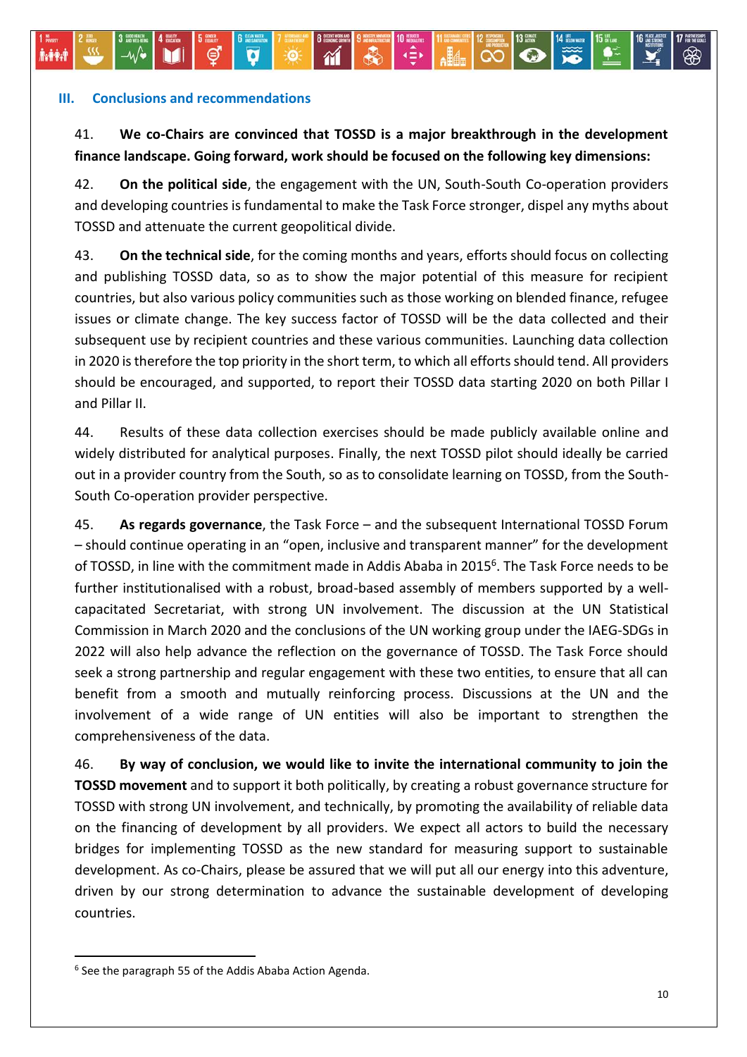## III. Conclusions and recommendations

41. **We co-Chairs are convinced that TOSSD is a major breakthrough in the development finance landscape. Going forward, work should be focused on the following key dimensions:**

42. **On the political side**, the engagement with the UN, South-South Co-operation providers and developing countries is fundamental to make the Task Force stronger, dispel any myths about TOSSD and attenuate the current geopolitical divide.

43. **On the technical side**, for the coming months and years, efforts should focus on collecting and publishing TOSSD data, so as to show the major potential of this measure for recipient countries, but also various policy communities such as those working on blended finance, refugee issues or climate change. The key success factor of TOSSD will be the data collected and their subsequent use by recipient countries and these various communities. Launching data collection in 2020 is therefore the top priority in the short term, to which all efforts should tend. All providers should be encouraged, and supported, to report their TOSSD data starting 2020 on both Pillar I and Pillar II.

44. Results of these data collection exercises should be made publicly available online and widely distributed for analytical purposes. Finally, the next TOSSD pilot should ideally be carried out in a provider country from the South, so as to consolidate learning on TOSSD, from the South-South Co-operation provider perspective.

45. **As regards governance**, the Task Force – and the subsequent International TOSSD Forum – should continue operating in an "open, inclusive and transparent manner" for the development of TOSSD, in line with the commitment made in Addis Ababa in 2015[6]. The Task Force needs to be further institutionalised with a robust, broad-based assembly of members supported by a well-capacitated Secretariat, with strong UN involvement. The discussion at the UN Statistical Commission in March 2020 and the conclusions of the UN working group under the IAEG-SDGs in 2022 will also help advance the reflection on the governance of TOSSD. The Task Force should seek a strong partnership and regular engagement with these two entities, to ensure that all can benefit from a smooth and mutually reinforcing process. Discussions at the UN and the involvement of a wide range of UN entities will also be important to strengthen the comprehensiveness of the data.

46. **By way of conclusion, we would like to invite the international community to join the TOSSD movement** and to support it both politically, by creating a robust governance structure for TOSSD with strong UN involvement, and technically, by promoting the availability of reliable data on the financing of development by all providers. We expect all actors to build the necessary bridges for implementing TOSSD as the new standard for measuring support to sustainable development. As co-Chairs, please be assured that we will put all our energy into this adventure, driven by our strong determination to advance the sustainable development of developing countries.

[6] See the paragraph 55 of the Addis Ababa Action Agenda.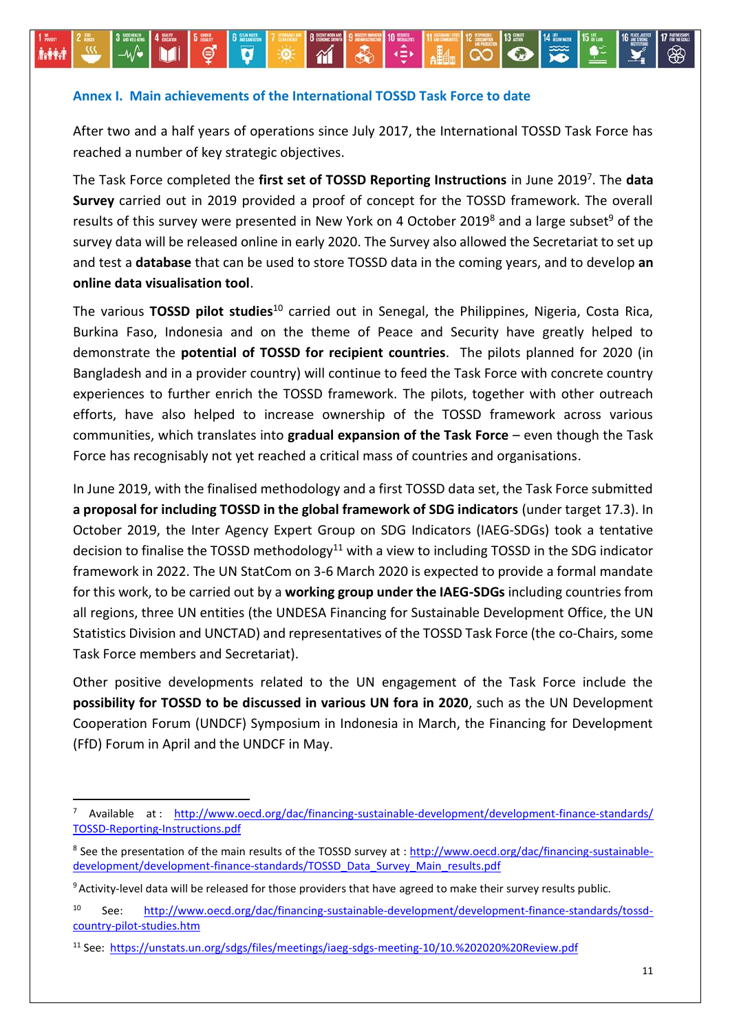## Annex I. Main achievements of the International TOSSD Task Force to date

After two and a half years of operations since July 2017, the International TOSSD Task Force has reached a number of key strategic objectives.

The Task Force completed the **first set of TOSSD Reporting Instructions** in June 2019[7]. The **data Survey** carried out in 2019 provided a proof of concept for the TOSSD framework. The overall results of this survey were presented in New York on 4 October 2019[8] and a large subset[9] of the survey data will be released online in early 2020. The Survey also allowed the Secretariat to set up and test a **database** that can be used to store TOSSD data in the coming years, and to develop **an online data visualisation tool**.

The various **TOSSD pilot studies**[10] carried out in Senegal, the Philippines, Nigeria, Costa Rica, Burkina Faso, Indonesia and on the theme of Peace and Security have greatly helped to demonstrate the **potential of TOSSD for recipient countries**. The pilots planned for 2020 (in Bangladesh and in a provider country) will continue to feed the Task Force with concrete country experiences to further enrich the TOSSD framework. The pilots, together with other outreach efforts, have also helped to increase ownership of the TOSSD framework across various communities, which translates into **gradual expansion of the Task Force** – even though the Task Force has recognisably not yet reached a critical mass of countries and organisations.

In June 2019, with the finalised methodology and a first TOSSD data set, the Task Force submitted **a proposal for including TOSSD in the global framework of SDG indicators** (under target 17.3). In October 2019, the Inter Agency Expert Group on SDG Indicators (IAEG-SDGs) took a tentative decision to finalise the TOSSD methodology[11] with a view to including TOSSD in the SDG indicator framework in 2022. The UN StatCom on 3-6 March 2020 is expected to provide a formal mandate for this work, to be carried out by a **working group under the IAEG-SDGs** including countries from all regions, three UN entities (the UNDESA Financing for Sustainable Development Office, the UN Statistics Division and UNCTAD) and representatives of the TOSSD Task Force (the co-Chairs, some Task Force members and Secretariat).

Other positive developments related to the UN engagement of the Task Force include the **possibility for TOSSD to be discussed in various UN fora in 2020**, such as the UN Development Cooperation Forum (UNDCF) Symposium in Indonesia in March, the Financing for Development (FfD) Forum in April and the UNDCF in May.

---

[7] Available at : http://www.oecd.org/dac/financing-sustainable-development/development-finance-standards/TOSSD-Reporting-Instructions.pdf

[8] See the presentation of the main results of the TOSSD survey at : http://www.oecd.org/dac/financing-sustainable-development/development-finance-standards/TOSSD_Data_Survey_Main_results.pdf

[9] Activity-level data will be released for those providers that have agreed to make their survey results public.

[10] See: http://www.oecd.org/dac/financing-sustainable-development/development-finance-standards/tossd-country-pilot-studies.htm

[11] See: https://unstats.un.org/sdgs/files/meetings/iaeg-sdgs-meeting-10/10.%202020%20Review.pdf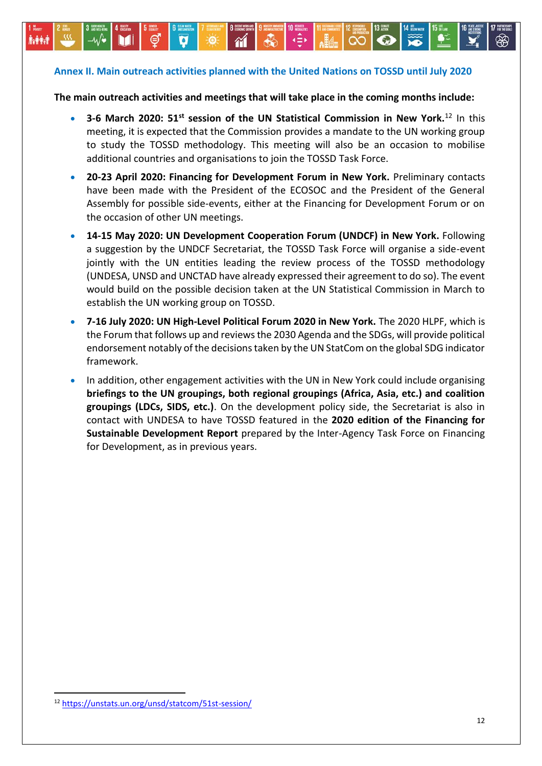## Annex II. Main outreach activities planned with the United Nations on TOSSD until July 2020

**The main outreach activities and meetings that will take place in the coming months include:**

- **3-6 March 2020: 51st session of the UN Statistical Commission in New York.**[12] In this meeting, it is expected that the Commission provides a mandate to the UN working group to study the TOSSD methodology. This meeting will also be an occasion to mobilise additional countries and organisations to join the TOSSD Task Force.
- **20-23 April 2020: Financing for Development Forum in New York.** Preliminary contacts have been made with the President of the ECOSOC and the President of the General Assembly for possible side-events, either at the Financing for Development Forum or on the occasion of other UN meetings.
- **14-15 May 2020: UN Development Cooperation Forum (UNDCF) in New York.** Following a suggestion by the UNDCF Secretariat, the TOSSD Task Force will organise a side-event jointly with the UN entities leading the review process of the TOSSD methodology (UNDESA, UNSD and UNCTAD have already expressed their agreement to do so). The event would build on the possible decision taken at the UN Statistical Commission in March to establish the UN working group on TOSSD.
- **7-16 July 2020: UN High-Level Political Forum 2020 in New York.** The 2020 HLPF, which is the Forum that follows up and reviews the 2030 Agenda and the SDGs, will provide political endorsement notably of the decisions taken by the UN StatCom on the global SDG indicator framework.
- In addition, other engagement activities with the UN in New York could include organising **briefings to the UN groupings, both regional groupings (Africa, Asia, etc.) and coalition groupings (LDCs, SIDS, etc.)**. On the development policy side, the Secretariat is also in contact with UNDESA to have TOSSD featured in the **2020 edition of the Financing for Sustainable Development Report** prepared by the Inter-Agency Task Force on Financing for Development, as in previous years.

[12] https://unstats.un.org/unsd/statcom/51st-session/